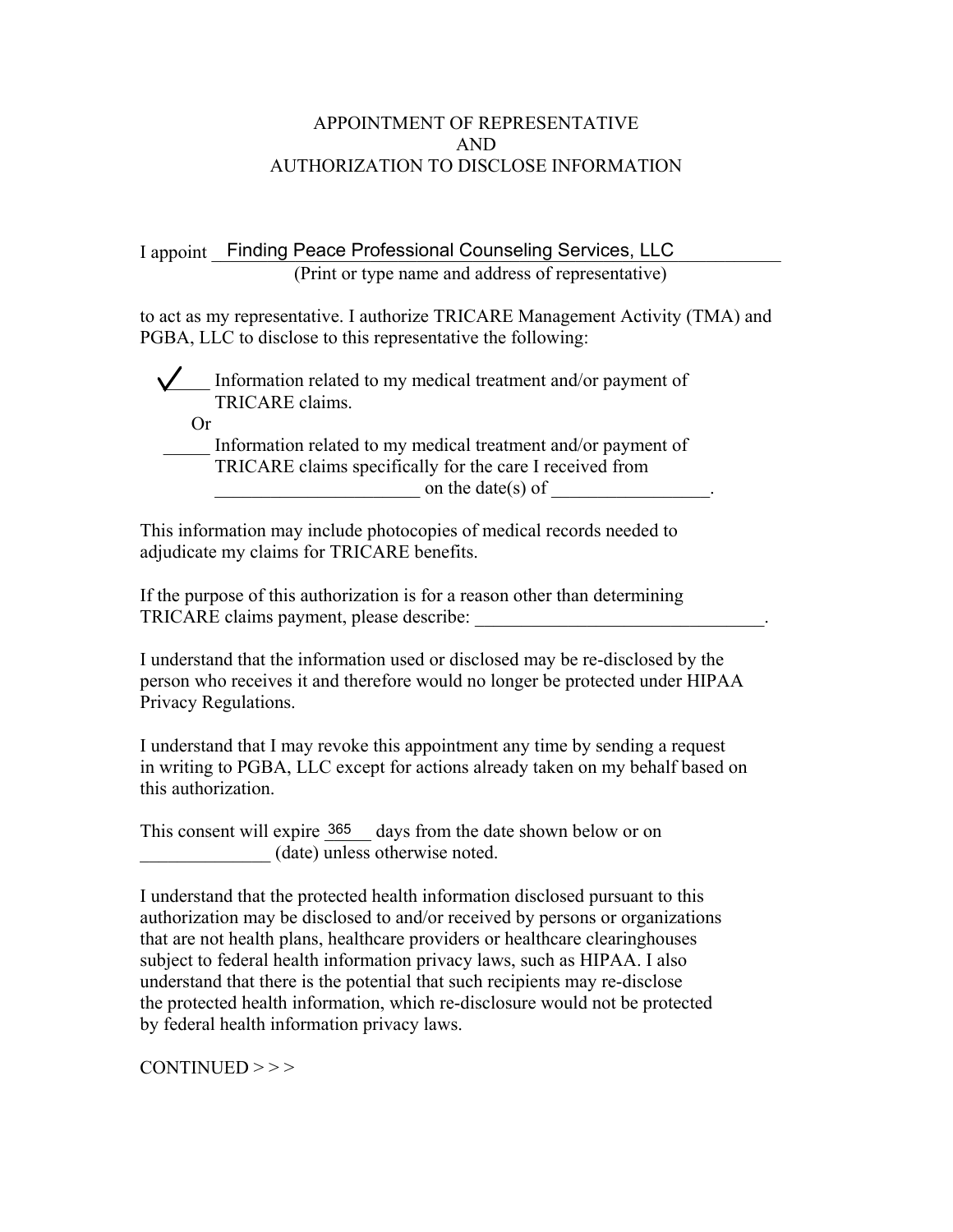# APPOINTMENT OF REPRESENTATIVE
# AND
# AUTHORIZATION TO DISCLOSE INFORMATION

I appoint Finding Peace Professional Counseling Services, LLC
(Print or type name and address of representative)

to act as my representative. I authorize TRICARE Management Activity (TMA) and PGBA, LLC to disclose to this representative the following:

✓ Information related to my medical treatment and/or payment of TRICARE claims.

Or

_____ Information related to my medical treatment and/or payment of TRICARE claims specifically for the care I received from ______________________ on the date(s) of _________________.

This information may include photocopies of medical records needed to adjudicate my claims for TRICARE benefits.

If the purpose of this authorization is for a reason other than determining TRICARE claims payment, please describe: ________________________________.

I understand that the information used or disclosed may be re-disclosed by the person who receives it and therefore would no longer be protected under HIPAA Privacy Regulations.

I understand that I may revoke this appointment any time by sending a request in writing to PGBA, LLC except for actions already taken on my behalf based on this authorization.

This consent will expire 365 days from the date shown below or on ______________ (date) unless otherwise noted.

I understand that the protected health information disclosed pursuant to this authorization may be disclosed to and/or received by persons or organizations that are not health plans, healthcare providers or healthcare clearinghouses subject to federal health information privacy laws, such as HIPAA. I also understand that there is the potential that such recipients may re-disclose the protected health information, which re-disclosure would not be protected by federal health information privacy laws.

CONTINUED > > >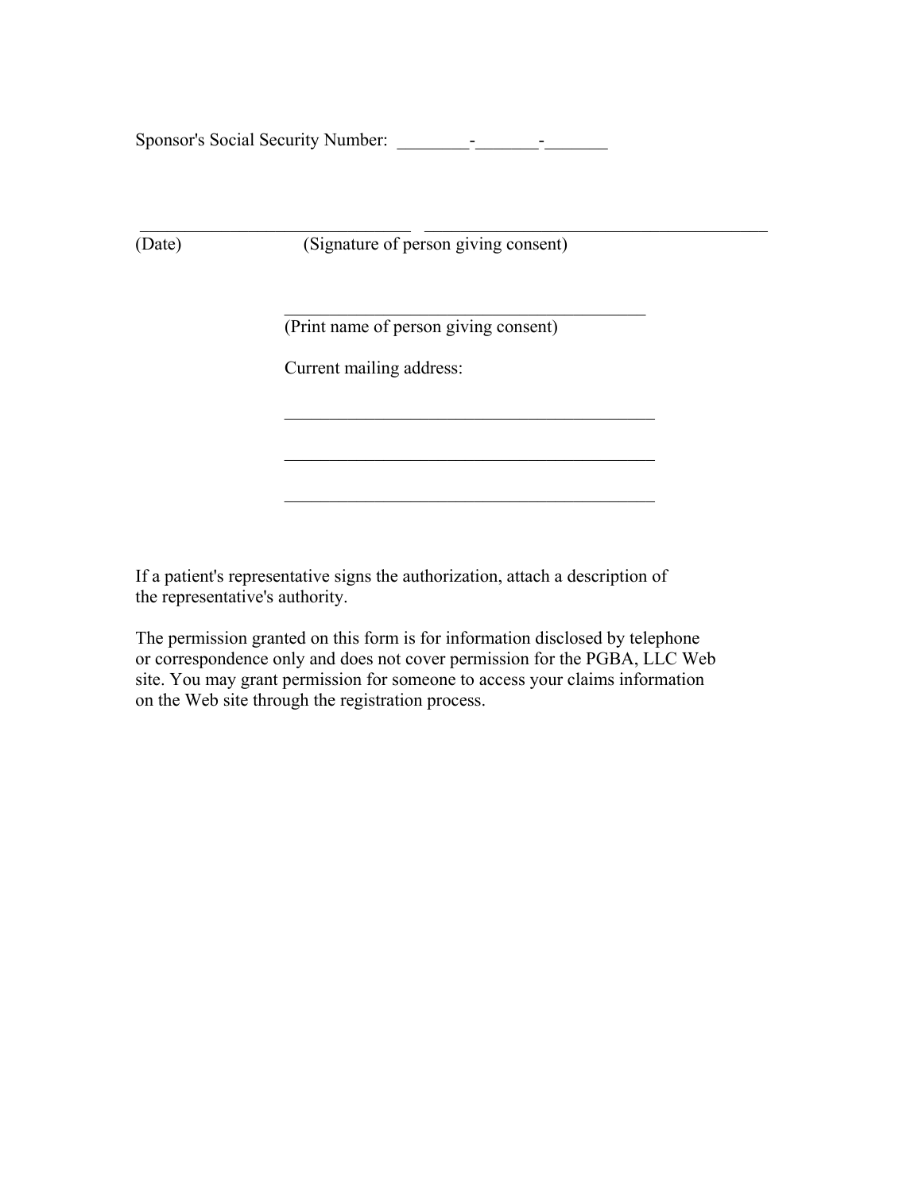Sponsor's Social Security Number: ________-_______-_______

______________________________ ______________________________________

(Date) (Signature of person giving consent)

__________________________________________

(Print name of person giving consent)

Current mailing address:

__________________________________________

__________________________________________

__________________________________________

If a patient's representative signs the authorization, attach a description of the representative's authority.

The permission granted on this form is for information disclosed by telephone or correspondence only and does not cover permission for the PGBA, LLC Web site. You may grant permission for someone to access your claims information on the Web site through the registration process.